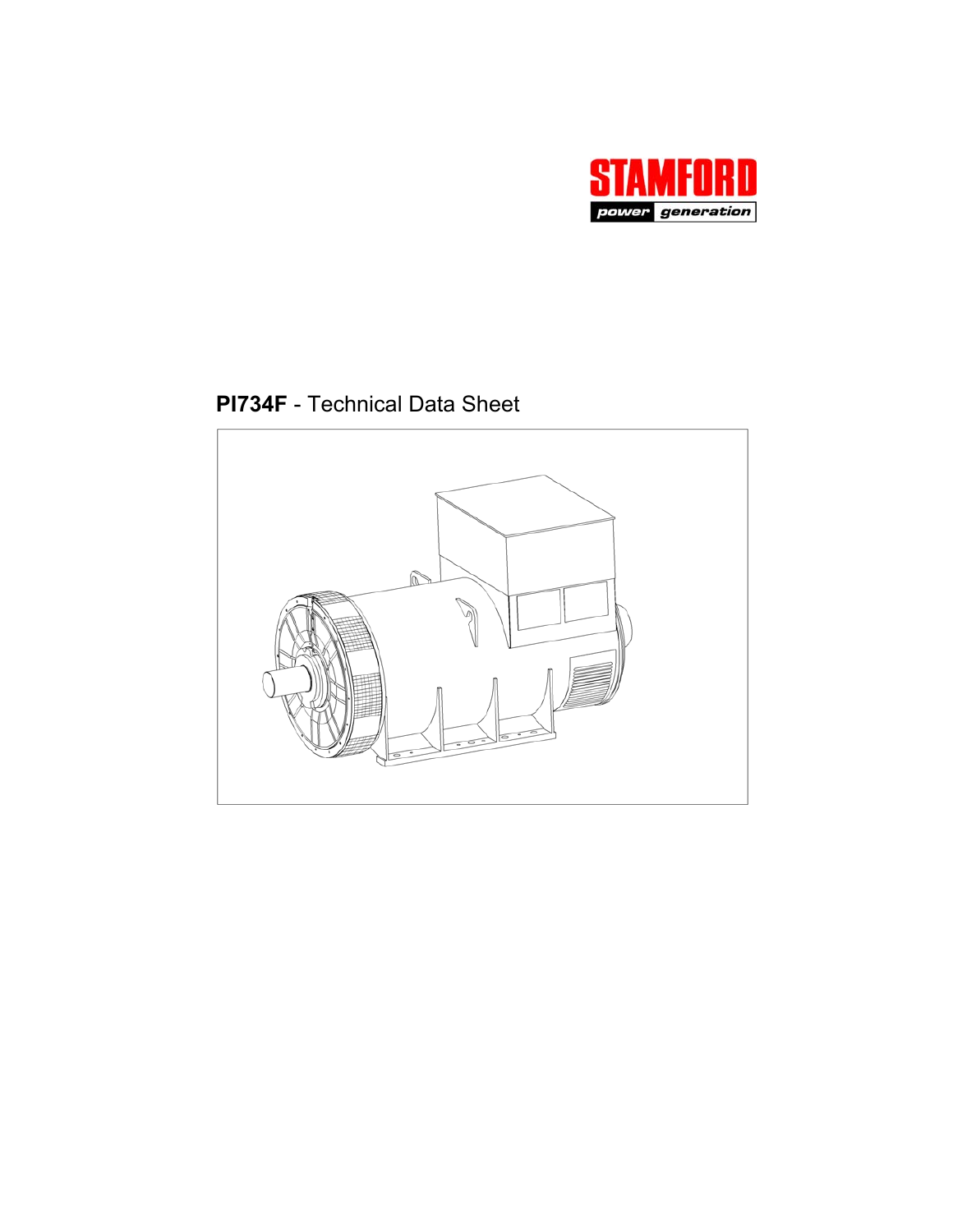STAMFORD

power generation

# **PI734F** - Technical Data Sheet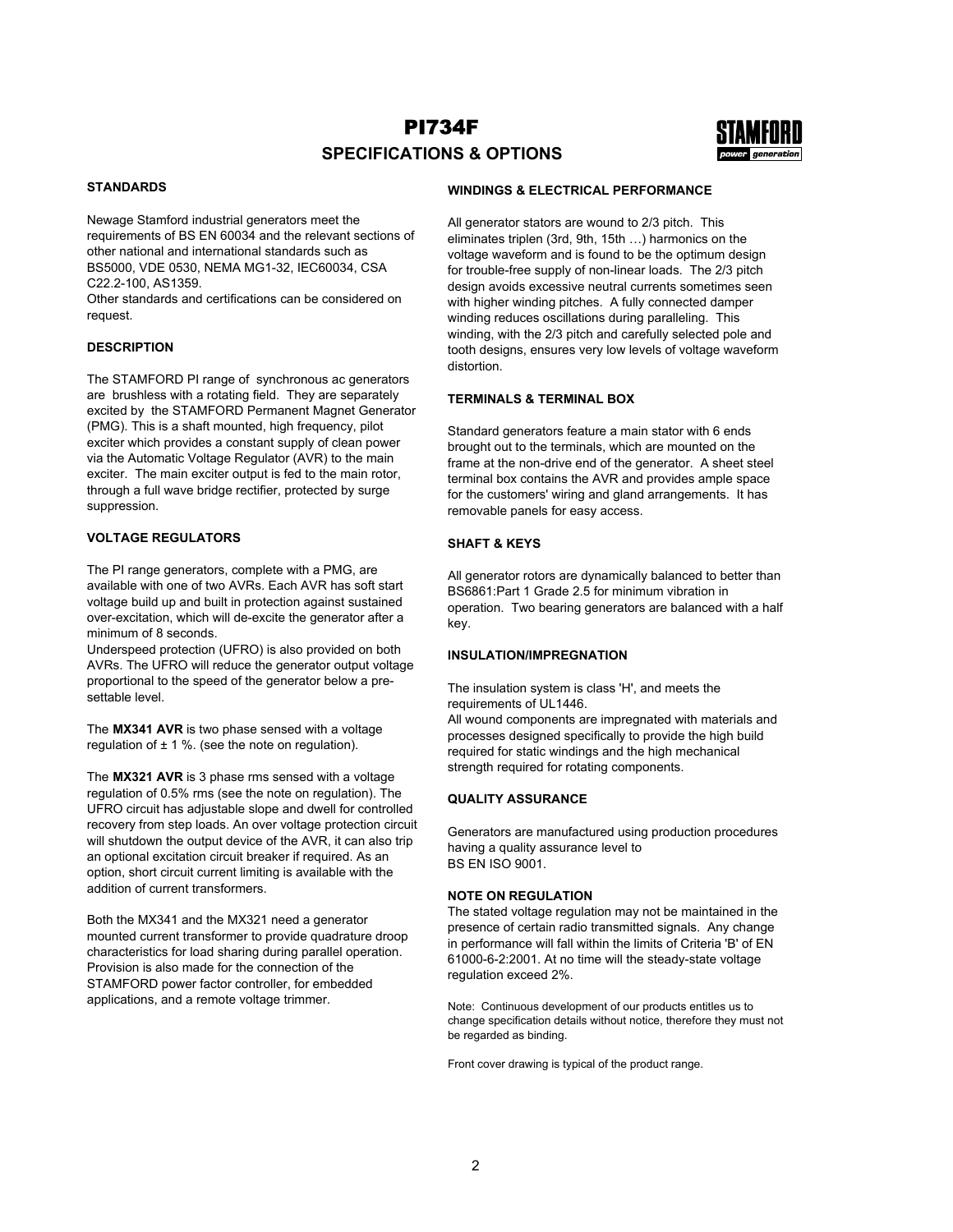# PI734F

## SPECIFICATIONS & OPTIONS

### STANDARDS

Newage Stamford industrial generators meet the requirements of BS EN 60034 and the relevant sections of other national and international standards such as BS5000, VDE 0530, NEMA MG1-32, IEC60034, CSA C22.2-100, AS1359.
Other standards and certifications can be considered on request.

### DESCRIPTION

The STAMFORD PI range of synchronous ac generators are brushless with a rotating field. They are separately excited by the STAMFORD Permanent Magnet Generator (PMG). This is a shaft mounted, high frequency, pilot exciter which provides a constant supply of clean power via the Automatic Voltage Regulator (AVR) to the main exciter. The main exciter output is fed to the main rotor, through a full wave bridge rectifier, protected by surge suppression.

### VOLTAGE REGULATORS

The PI range generators, complete with a PMG, are available with one of two AVRs. Each AVR has soft start voltage build up and built in protection against sustained over-excitation, which will de-excite the generator after a minimum of 8 seconds.
Underspeed protection (UFRO) is also provided on both AVRs. The UFRO will reduce the generator output voltage proportional to the speed of the generator below a pre-settable level.

The **MX341 AVR** is two phase sensed with a voltage regulation of ± 1 %. (see the note on regulation).

The **MX321 AVR** is 3 phase rms sensed with a voltage regulation of 0.5% rms (see the note on regulation). The UFRO circuit has adjustable slope and dwell for controlled recovery from step loads. An over voltage protection circuit will shutdown the output device of the AVR, it can also trip an optional excitation circuit breaker if required. As an option, short circuit current limiting is available with the addition of current transformers.

Both the MX341 and the MX321 need a generator mounted current transformer to provide quadrature droop characteristics for load sharing during parallel operation. Provision is also made for the connection of the STAMFORD power factor controller, for embedded applications, and a remote voltage trimmer.

### WINDINGS & ELECTRICAL PERFORMANCE

All generator stators are wound to 2/3 pitch. This eliminates triplen (3rd, 9th, 15th …) harmonics on the voltage waveform and is found to be the optimum design for trouble-free supply of non-linear loads. The 2/3 pitch design avoids excessive neutral currents sometimes seen with higher winding pitches. A fully connected damper winding reduces oscillations during paralleling. This winding, with the 2/3 pitch and carefully selected pole and tooth designs, ensures very low levels of voltage waveform distortion.

### TERMINALS & TERMINAL BOX

Standard generators feature a main stator with 6 ends brought out to the terminals, which are mounted on the frame at the non-drive end of the generator. A sheet steel terminal box contains the AVR and provides ample space for the customers' wiring and gland arrangements. It has removable panels for easy access.

### SHAFT & KEYS

All generator rotors are dynamically balanced to better than BS6861:Part 1 Grade 2.5 for minimum vibration in operation. Two bearing generators are balanced with a half key.

### INSULATION/IMPREGNATION

The insulation system is class 'H', and meets the requirements of UL1446.
All wound components are impregnated with materials and processes designed specifically to provide the high build required for static windings and the high mechanical strength required for rotating components.

### QUALITY ASSURANCE

Generators are manufactured using production procedures having a quality assurance level to BS EN ISO 9001.

### NOTE ON REGULATION

The stated voltage regulation may not be maintained in the presence of certain radio transmitted signals. Any change in performance will fall within the limits of Criteria 'B' of EN 61000-6-2:2001. At no time will the steady-state voltage regulation exceed 2%.

Note: Continuous development of our products entitles us to change specification details without notice, therefore they must not be regarded as binding.

Front cover drawing is typical of the product range.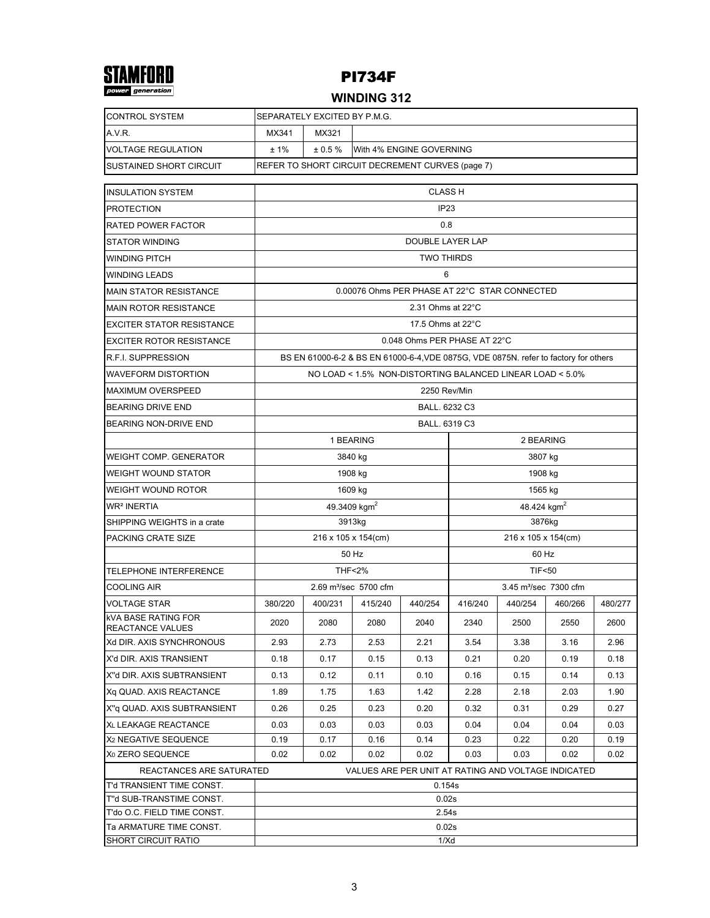STAMFORD
power generation

# PI734F

## WINDING 312

| CONTROL SYSTEM | SEPARATELY EXCITED BY P.M.G. | | |
|---|---|---|---|
| A.V.R. | MX341 | MX321 | |
| VOLTAGE REGULATION | ± 1% | ± 0.5 % | With 4% ENGINE GOVERNING |
| SUSTAINED SHORT CIRCUIT | REFER TO SHORT CIRCUIT DECREMENT CURVES (page 7) | | |

| INSULATION SYSTEM | CLASS H | | | | | | | |
|---|---|---|---|---|---|---|---|---|
| PROTECTION | IP23 | | | | | | | |
| RATED POWER FACTOR | 0.8 | | | | | | | |
| STATOR WINDING | DOUBLE LAYER LAP | | | | | | | |
| WINDING PITCH | TWO THIRDS | | | | | | | |
| WINDING LEADS | 6 | | | | | | | |
| MAIN STATOR RESISTANCE | 0.00076 Ohms PER PHASE AT 22°C STAR CONNECTED | | | | | | | |
| MAIN ROTOR RESISTANCE | 2.31 Ohms at 22°C | | | | | | | |
| EXCITER STATOR RESISTANCE | 17.5 Ohms at 22°C | | | | | | | |
| EXCITER ROTOR RESISTANCE | 0.048 Ohms PER PHASE AT 22°C | | | | | | | |
| R.F.I. SUPPRESSION | BS EN 61000-6-2 & BS EN 61000-6-4,VDE 0875G, VDE 0875N. refer to factory for others | | | | | | | |
| WAVEFORM DISTORTION | NO LOAD < 1.5% NON-DISTORTING BALANCED LINEAR LOAD < 5.0% | | | | | | | |
| MAXIMUM OVERSPEED | 2250 Rev/Min | | | | | | | |
| BEARING DRIVE END | BALL. 6232 C3 | | | | | | | |
| BEARING NON-DRIVE END | BALL. 6319 C3 | | | | | | | |
| | 1 BEARING | | | | 2 BEARING | | | |
| WEIGHT COMP. GENERATOR | 3840 kg | | | | 3807 kg | | | |
| WEIGHT WOUND STATOR | 1908 kg | | | | 1908 kg | | | |
| WEIGHT WOUND ROTOR | 1609 kg | | | | 1565 kg | | | |
| WR² INERTIA | 49.3409 kgm$^2$ | | | | 48.424 kgm$^2$ | | | |
| SHIPPING WEIGHTS in a crate | 3913kg | | | | 3876kg | | | |
| PACKING CRATE SIZE | 216 x 105 x 154(cm) | | | | 216 x 105 x 154(cm) | | | |
| | 50 Hz | | | | 60 Hz | | | |
| TELEPHONE INTERFERENCE | THF<2% | | | | TIF<50 | | | |
| COOLING AIR | 2.69 m³/sec 5700 cfm | | | | 3.45 m³/sec 7300 cfm | | | |
| VOLTAGE STAR | 380/220 | 400/231 | 415/240 | 440/254 | 416/240 | 440/254 | 460/266 | 480/277 |
| kVA BASE RATING FOR REACTANCE VALUES | 2020 | 2080 | 2080 | 2040 | 2340 | 2500 | 2550 | 2600 |
| Xd DIR. AXIS SYNCHRONOUS | 2.93 | 2.73 | 2.53 | 2.21 | 3.54 | 3.38 | 3.16 | 2.96 |
| X'd DIR. AXIS TRANSIENT | 0.18 | 0.17 | 0.15 | 0.13 | 0.21 | 0.20 | 0.19 | 0.18 |
| X''d DIR. AXIS SUBTRANSIENT | 0.13 | 0.12 | 0.11 | 0.10 | 0.16 | 0.15 | 0.14 | 0.13 |
| Xq QUAD. AXIS REACTANCE | 1.89 | 1.75 | 1.63 | 1.42 | 2.28 | 2.18 | 2.03 | 1.90 |
| X''q QUAD. AXIS SUBTRANSIENT | 0.26 | 0.25 | 0.23 | 0.20 | 0.32 | 0.31 | 0.29 | 0.27 |
| $X_L$ LEAKAGE REACTANCE | 0.03 | 0.03 | 0.03 | 0.03 | 0.04 | 0.04 | 0.04 | 0.03 |
| $X_2$ NEGATIVE SEQUENCE | 0.19 | 0.17 | 0.16 | 0.14 | 0.23 | 0.22 | 0.20 | 0.19 |
| $X_0$ ZERO SEQUENCE | 0.02 | 0.02 | 0.02 | 0.02 | 0.03 | 0.03 | 0.02 | 0.02 |
| REACTANCES ARE SATURATED | VALUES ARE PER UNIT AT RATING AND VOLTAGE INDICATED | | | | | | | |
| T'd TRANSIENT TIME CONST. | 0.154s | | | | | | | |
| T''d SUB-TRANSTIME CONST. | 0.02s | | | | | | | |
| T'do O.C. FIELD TIME CONST. | 2.54s | | | | | | | |
| Ta ARMATURE TIME CONST. | 0.02s | | | | | | | |
| SHORT CIRCUIT RATIO | 1/Xd | | | | | | | |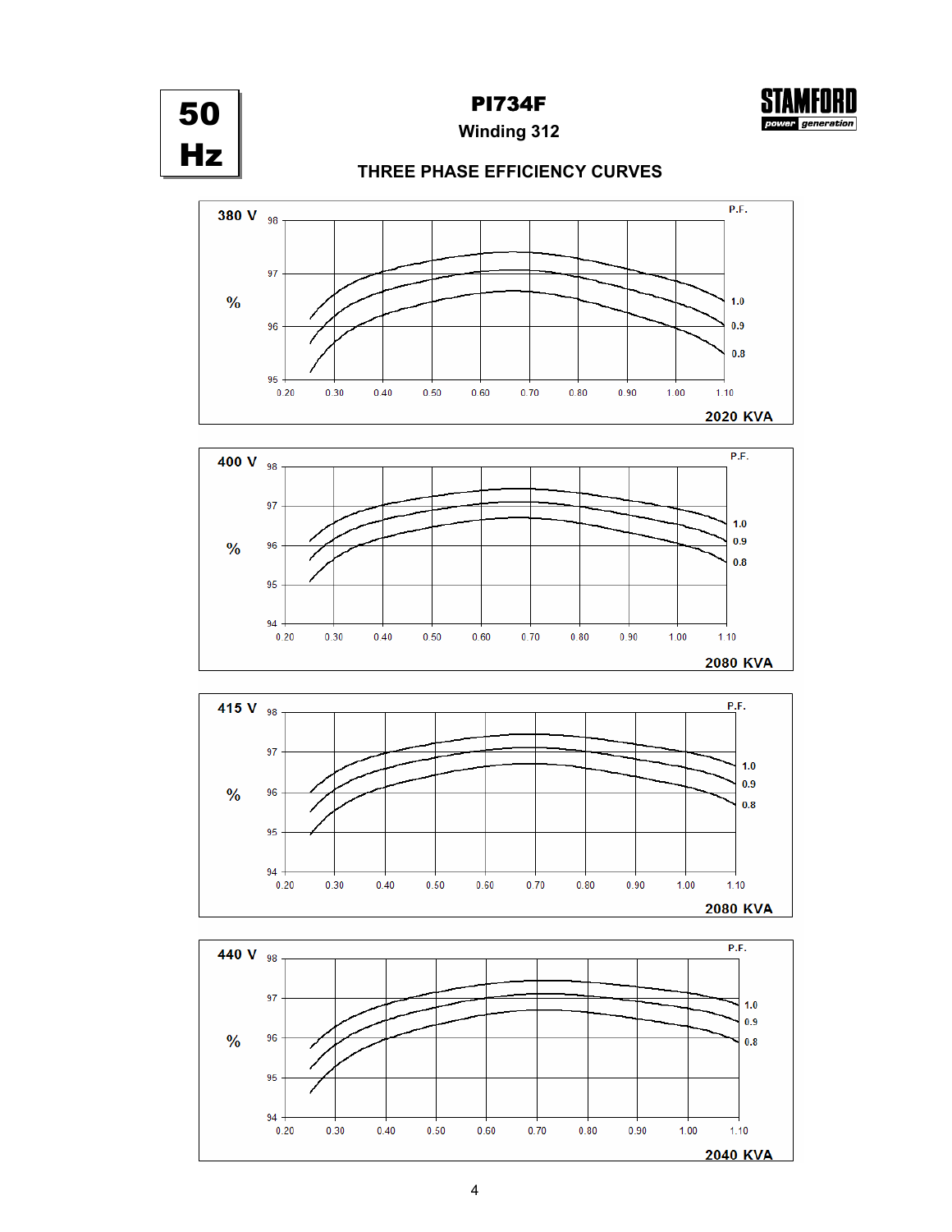50 Hz

# PI734F

## Winding 312

### THREE PHASE EFFICIENCY CURVES

**380 V** — % efficiency (95–98) vs. per-unit load (0.20–1.10); P.F. curves: 1.0, 0.9, 0.8 — **2020 KVA**

**400 V** — % efficiency (94–98) vs. per-unit load (0.20–1.10); P.F. curves: 1.0, 0.9, 0.8 — **2080 KVA**

**415 V** — % efficiency (94–98) vs. per-unit load (0.20–1.10); P.F. curves: 1.0, 0.9, 0.8 — **2080 KVA**

**440 V** — % efficiency (94–98) vs. per-unit load (0.20–1.10); P.F. curves: 1.0, 0.9, 0.8 — **2040 KVA**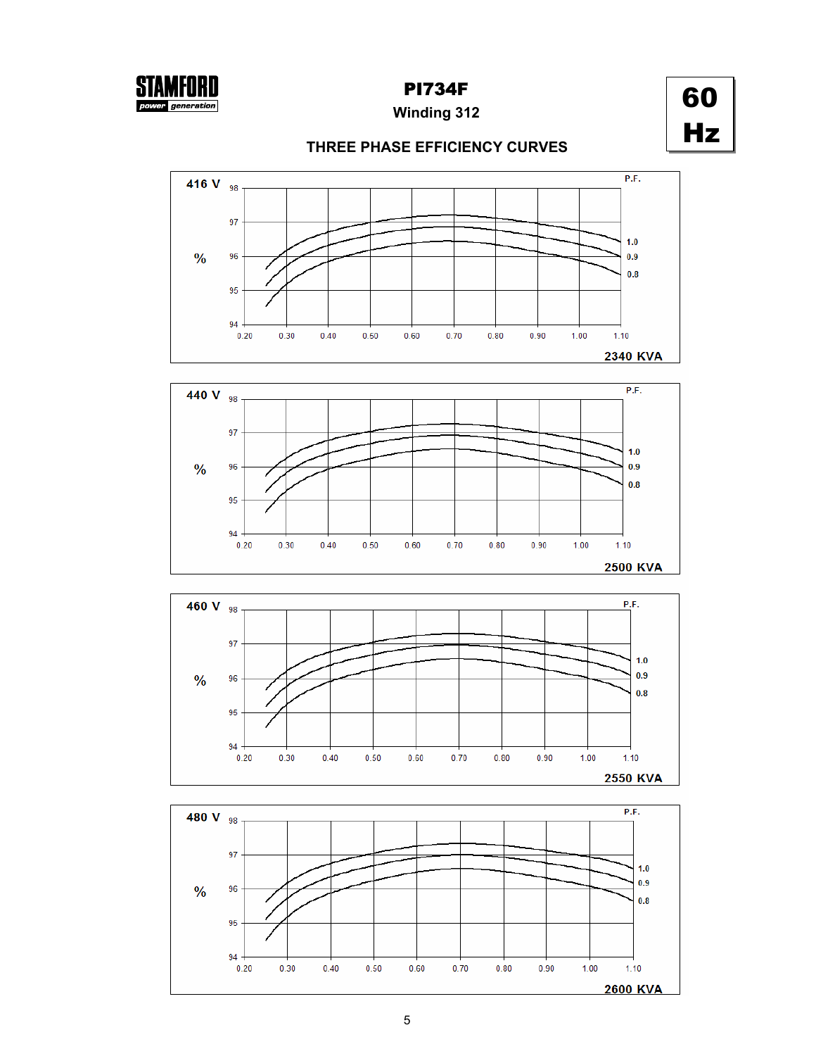# PI734F

## Winding 312

**60 Hz**

## THREE PHASE EFFICIENCY CURVES

**416 V** — 2340 KVA

**440 V** — 2500 KVA

**460 V** — 2550 KVA

**480 V** — 2600 KVA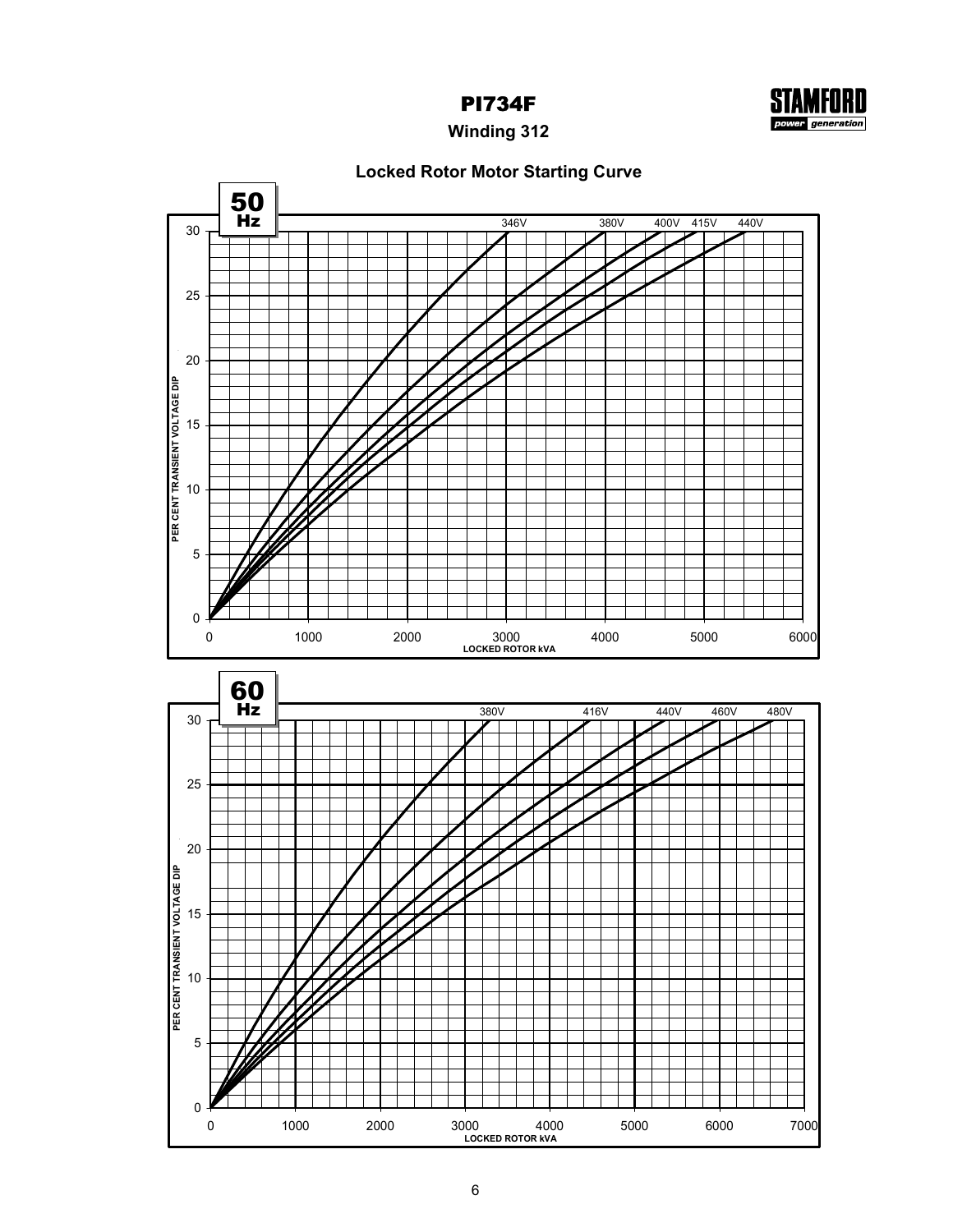# PI734F

**Winding 312**

## Locked Rotor Motor Starting Curve

**50 Hz**

346V 380V 400V 415V 440V

PER CENT TRANSIENT VOLTAGE DIP

0 5 10 15 20 25 30

0 1000 2000 3000 4000 5000 6000

LOCKED ROTOR kVA

**60 Hz**

380V 416V 440V 460V 480V

PER CENT TRANSIENT VOLTAGE DIP

0 5 10 15 20 25 30

0 1000 2000 3000 4000 5000 6000 7000

LOCKED ROTOR kVA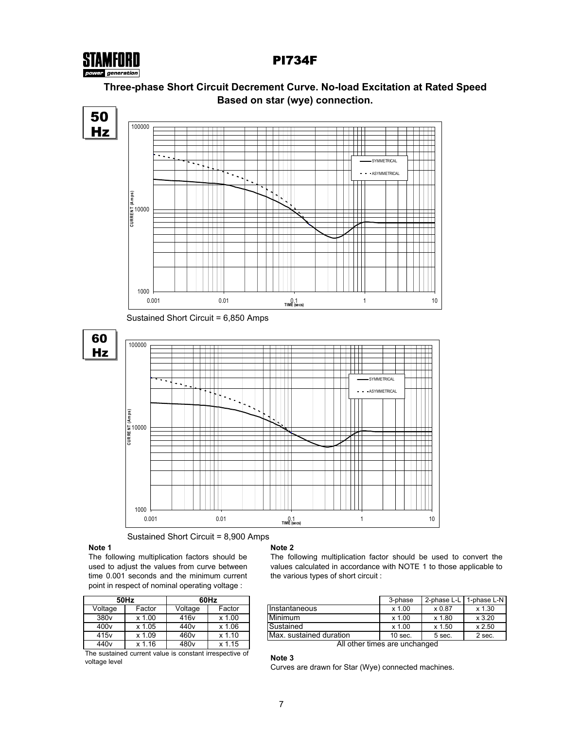# PI734F

## Three-phase Short Circuit Decrement Curve. No-load Excitation at Rated Speed
## Based on star (wye) connection.

**50 Hz**

Sustained Short Circuit = 6,850 Amps

**60 Hz**

Sustained Short Circuit = 8,900 Amps

**Note 1**

The following multiplication factors should be used to adjust the values from curve between time 0.001 seconds and the minimum current point in respect of nominal operating voltage :

| 50Hz | | 60Hz | |
|---|---|---|---|
| Voltage | Factor | Voltage | Factor |
| 380v | x 1.00 | 416v | x 1.00 |
| 400v | x 1.05 | 440v | x 1.06 |
| 415v | x 1.09 | 460v | x 1.10 |
| 440v | x 1.16 | 480v | x 1.15 |

The sustained current value is constant irrespective of voltage level

**Note 2**

The following multiplication factor should be used to convert the values calculated in accordance with NOTE 1 to those applicable to the various types of short circuit :

| | 3-phase | 2-phase L-L | 1-phase L-N |
|---|---|---|---|
| Instantaneous | x 1.00 | x 0.87 | x 1.30 |
| Minimum | x 1.00 | x 1.80 | x 3.20 |
| Sustained | x 1.00 | x 1.50 | x 2.50 |
| Max. sustained duration | 10 sec. | 5 sec. | 2 sec. |

All other times are unchanged

**Note 3**

Curves are drawn for Star (Wye) connected machines.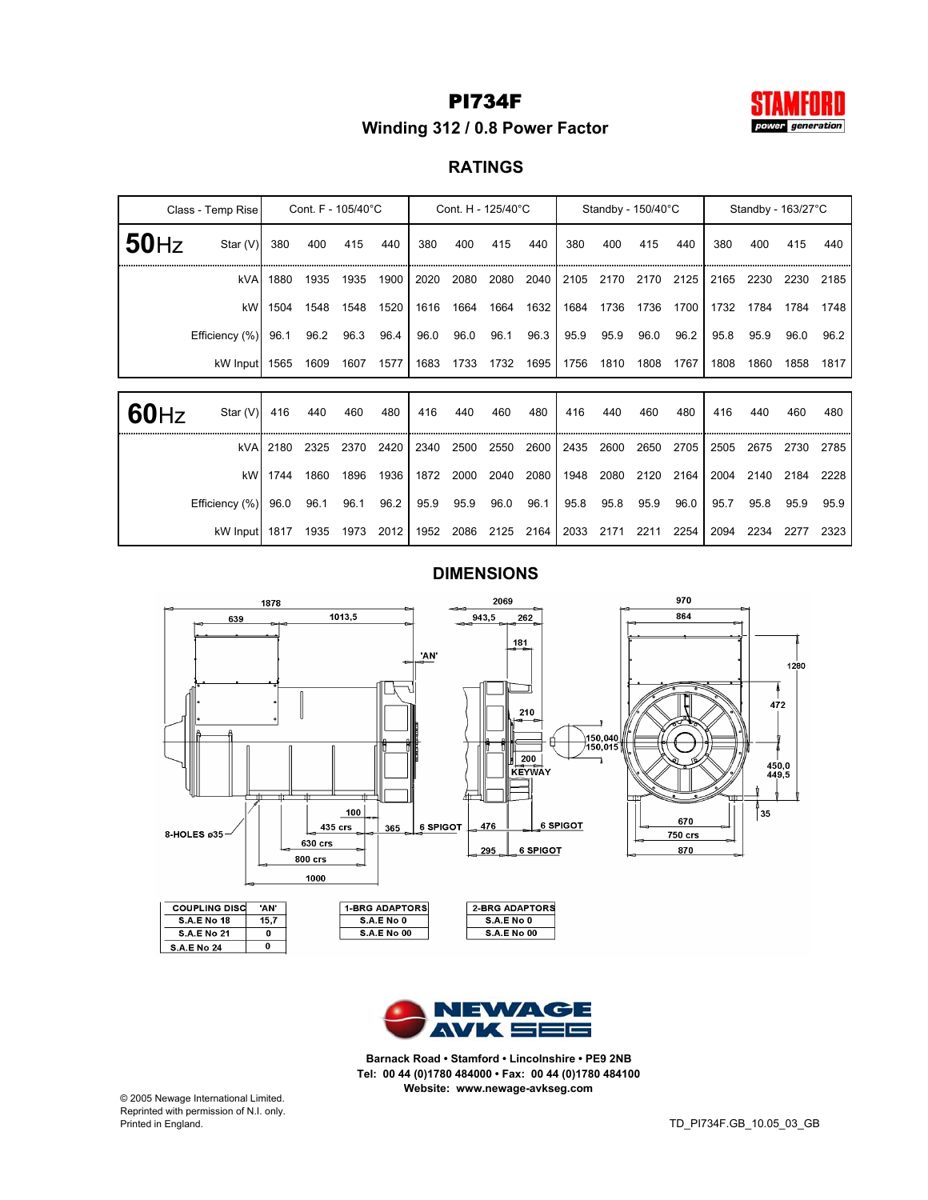# PI734F

## Winding 312 / 0.8 Power Factor

STAMFORD power generation

## RATINGS

| Class - Temp Rise | Cont. F - 105/40°C | | | | Cont. H - 125/40°C | | | | Standby - 150/40°C | | | | Standby - 163/27°C | | | |
|---|---|---|---|---|---|---|---|---|---|---|---|---|---|---|---|---|
| **50Hz** Star (V) | 380 | 400 | 415 | 440 | 380 | 400 | 415 | 440 | 380 | 400 | 415 | 440 | 380 | 400 | 415 | 440 |
| kVA | 1880 | 1935 | 1935 | 1900 | 2020 | 2080 | 2080 | 2040 | 2105 | 2170 | 2170 | 2125 | 2165 | 2230 | 2230 | 2185 |
| kW | 1504 | 1548 | 1548 | 1520 | 1616 | 1664 | 1664 | 1632 | 1684 | 1736 | 1736 | 1700 | 1732 | 1784 | 1784 | 1748 |
| Efficiency (%) | 96.1 | 96.2 | 96.3 | 96.4 | 96.0 | 96.0 | 96.1 | 96.3 | 95.9 | 95.9 | 96.0 | 96.2 | 95.8 | 95.9 | 96.0 | 96.2 |
| kW Input | 1565 | 1609 | 1607 | 1577 | 1683 | 1733 | 1732 | 1695 | 1756 | 1810 | 1808 | 1767 | 1808 | 1860 | 1858 | 1817 |
| **60Hz** Star (V) | 416 | 440 | 460 | 480 | 416 | 440 | 460 | 480 | 416 | 440 | 460 | 480 | 416 | 440 | 460 | 480 |
| kVA | 2180 | 2325 | 2370 | 2420 | 2340 | 2500 | 2550 | 2600 | 2435 | 2600 | 2650 | 2705 | 2505 | 2675 | 2730 | 2785 |
| kW | 1744 | 1860 | 1896 | 1936 | 1872 | 2000 | 2040 | 2080 | 1948 | 2080 | 2120 | 2164 | 2004 | 2140 | 2184 | 2228 |
| Efficiency (%) | 96.0 | 96.1 | 96.1 | 96.2 | 95.9 | 95.9 | 96.0 | 96.1 | 95.8 | 95.8 | 95.9 | 96.0 | 95.7 | 95.8 | 95.9 | 95.9 |
| kW Input | 1817 | 1935 | 1973 | 2012 | 1952 | 2086 | 2125 | 2164 | 2033 | 2171 | 2211 | 2254 | 2094 | 2234 | 2277 | 2323 |

## DIMENSIONS

1878
639
1013,5
'AN'
8-HOLES ø35
100
435 crs
365
630 crs
800 crs
1000
2069
943,5
262
181
210
200
KEYWAY
150,040
150,015
6 SPIGOT
476
6 SPIGOT
295
6 SPIGOT
970
864
1280
472
450,0
449,5
35
670
750 crs
870

| COUPLING DISC | 'AN' |
|---|---|
| S.A.E No 18 | 15,7 |
| S.A.E No 21 | 0 |
| S.A.E No 24 | 0 |

| 1-BRG ADAPTORS |
|---|
| S.A.E No 0 |
| S.A.E No 00 |

| 2-BRG ADAPTORS |
|---|
| S.A.E No 0 |
| S.A.E No 00 |

NEWAGE AVK SEG

**Barnack Road • Stamford • Lincolnshire • PE9 2NB**
**Tel: 00 44 (0)1780 484000 • Fax: 00 44 (0)1780 484100**
**Website: www.newage-avkseg.com**

© 2005 Newage International Limited.
Reprinted with permission of N.I. only.
Printed in England.

TD_PI734F.GB_10.05_03_GB